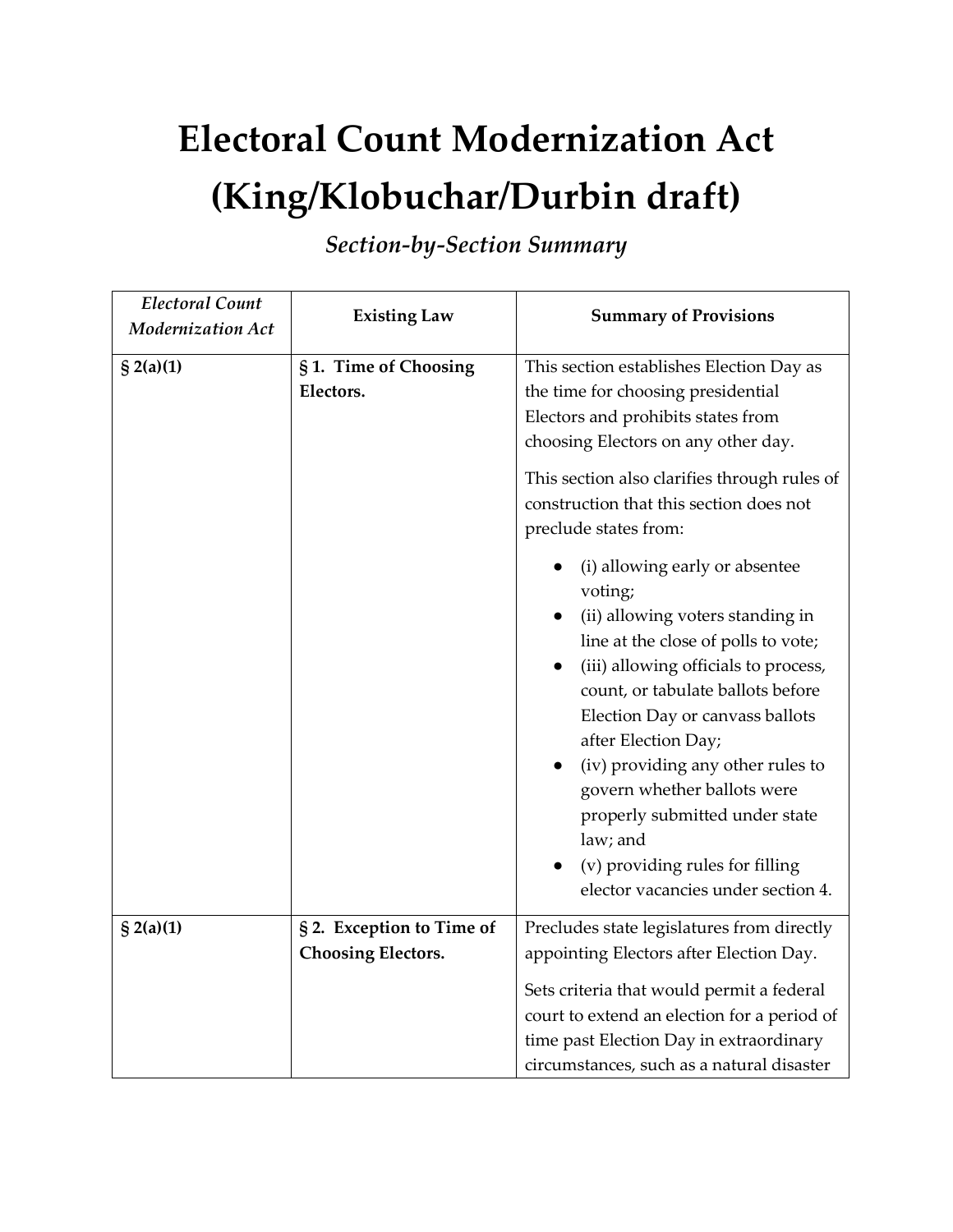# Electoral Count Modernization Act (King/Klobuchar/Durbin draft)

*Section-by-Section Summary*

| *Electoral Count Modernization Act* | Existing Law | Summary of Provisions |
|---|---|---|
| **§ 2(a)(1)** | **§ 1. Time of Choosing Electors.** | This section establishes Election Day as the time for choosing presidential Electors and prohibits states from choosing Electors on any other day.<br><br>This section also clarifies through rules of construction that this section does not preclude states from:<br><br>● (i) allowing early or absentee voting;<br>● (ii) allowing voters standing in line at the close of polls to vote;<br>● (iii) allowing officials to process, count, or tabulate ballots before Election Day or canvass ballots after Election Day;<br>● (iv) providing any other rules to govern whether ballots were properly submitted under state law; and<br>● (v) providing rules for filling elector vacancies under section 4. |
| **§ 2(a)(1)** | **§ 2. Exception to Time of Choosing Electors.** | Precludes state legislatures from directly appointing Electors after Election Day.<br><br>Sets criteria that would permit a federal court to extend an election for a period of time past Election Day in extraordinary circumstances, such as a natural disaster |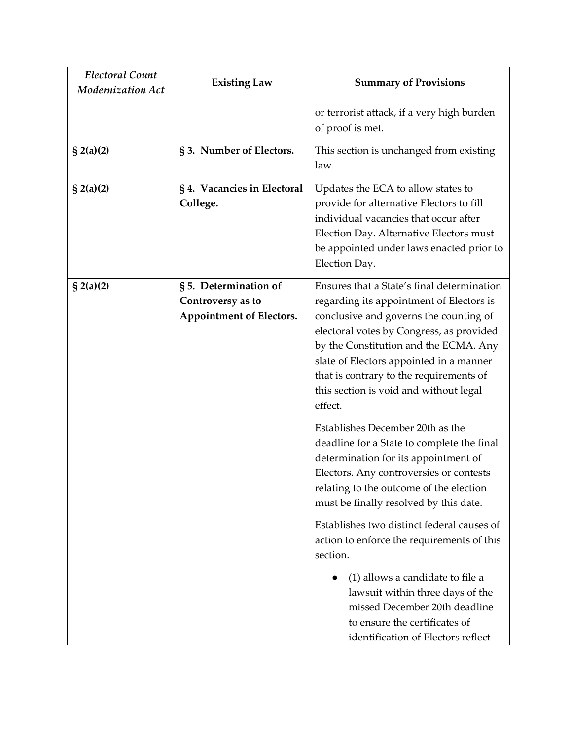| *Electoral Count Modernization Act* | **Existing Law** | **Summary of Provisions** |
|---|---|---|
| | | or terrorist attack, if a very high burden of proof is met. |
| **§ 2(a)(2)** | **§ 3. Number of Electors.** | This section is unchanged from existing law. |
| **§ 2(a)(2)** | **§ 4. Vacancies in Electoral College.** | Updates the ECA to allow states to provide for alternative Electors to fill individual vacancies that occur after Election Day. Alternative Electors must be appointed under laws enacted prior to Election Day. |
| **§ 2(a)(2)** | **§ 5. Determination of Controversy as to Appointment of Electors.** | Ensures that a State's final determination regarding its appointment of Electors is conclusive and governs the counting of electoral votes by Congress, as provided by the Constitution and the ECMA. Any slate of Electors appointed in a manner that is contrary to the requirements of this section is void and without legal effect.<br><br>Establishes December 20th as the deadline for a State to complete the final determination for its appointment of Electors. Any controversies or contests relating to the outcome of the election must be finally resolved by this date.<br><br>Establishes two distinct federal causes of action to enforce the requirements of this section.<br><br>● (1) allows a candidate to file a lawsuit within three days of the missed December 20th deadline to ensure the certificates of identification of Electors reflect |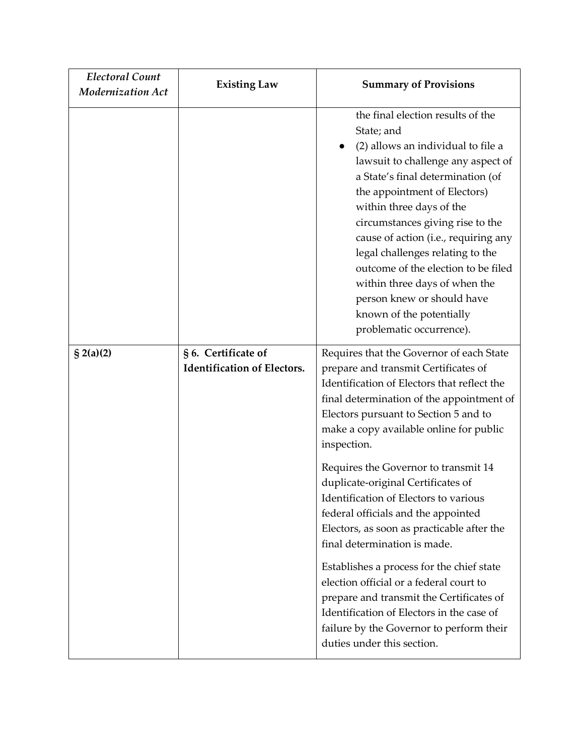| *Electoral Count Modernization Act* | **Existing Law** | **Summary of Provisions** |
|---|---|---|
| | | the final election results of the State; and<br>● (2) allows an individual to file a lawsuit to challenge any aspect of a State's final determination (of the appointment of Electors) within three days of the circumstances giving rise to the cause of action (i.e., requiring any legal challenges relating to the outcome of the election to be filed within three days of when the person knew or should have known of the potentially problematic occurrence). |
| **§ 2(a)(2)** | **§ 6. Certificate of Identification of Electors.** | Requires that the Governor of each State prepare and transmit Certificates of Identification of Electors that reflect the final determination of the appointment of Electors pursuant to Section 5 and to make a copy available online for public inspection.<br><br>Requires the Governor to transmit 14 duplicate-original Certificates of Identification of Electors to various federal officials and the appointed Electors, as soon as practicable after the final determination is made.<br><br>Establishes a process for the chief state election official or a federal court to prepare and transmit the Certificates of Identification of Electors in the case of failure by the Governor to perform their duties under this section. |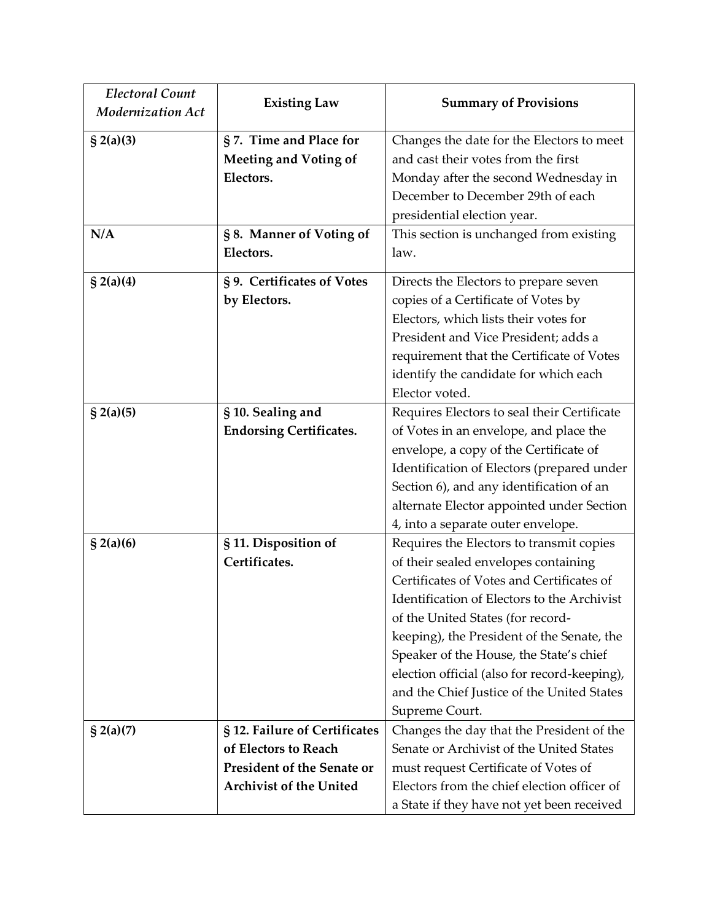| *Electoral Count Modernization Act* | **Existing Law** | **Summary of Provisions** |
|---|---|---|
| **§ 2(a)(3)** | **§ 7. Time and Place for Meeting and Voting of Electors.** | Changes the date for the Electors to meet and cast their votes from the first Monday after the second Wednesday in December to December 29th of each presidential election year. |
| **N/A** | **§ 8. Manner of Voting of Electors.** | This section is unchanged from existing law. |
| **§ 2(a)(4)** | **§ 9. Certificates of Votes by Electors.** | Directs the Electors to prepare seven copies of a Certificate of Votes by Electors, which lists their votes for President and Vice President; adds a requirement that the Certificate of Votes identify the candidate for which each Elector voted. |
| **§ 2(a)(5)** | **§ 10. Sealing and Endorsing Certificates.** | Requires Electors to seal their Certificate of Votes in an envelope, and place the envelope, a copy of the Certificate of Identification of Electors (prepared under Section 6), and any identification of an alternate Elector appointed under Section 4, into a separate outer envelope. |
| **§ 2(a)(6)** | **§ 11. Disposition of Certificates.** | Requires the Electors to transmit copies of their sealed envelopes containing Certificates of Votes and Certificates of Identification of Electors to the Archivist of the United States (for record-keeping), the President of the Senate, the Speaker of the House, the State's chief election official (also for record-keeping), and the Chief Justice of the United States Supreme Court. |
| **§ 2(a)(7)** | **§ 12. Failure of Certificates of Electors to Reach President of the Senate or Archivist of the United** | Changes the day that the President of the Senate or Archivist of the United States must request Certificate of Votes of Electors from the chief election officer of a State if they have not yet been received |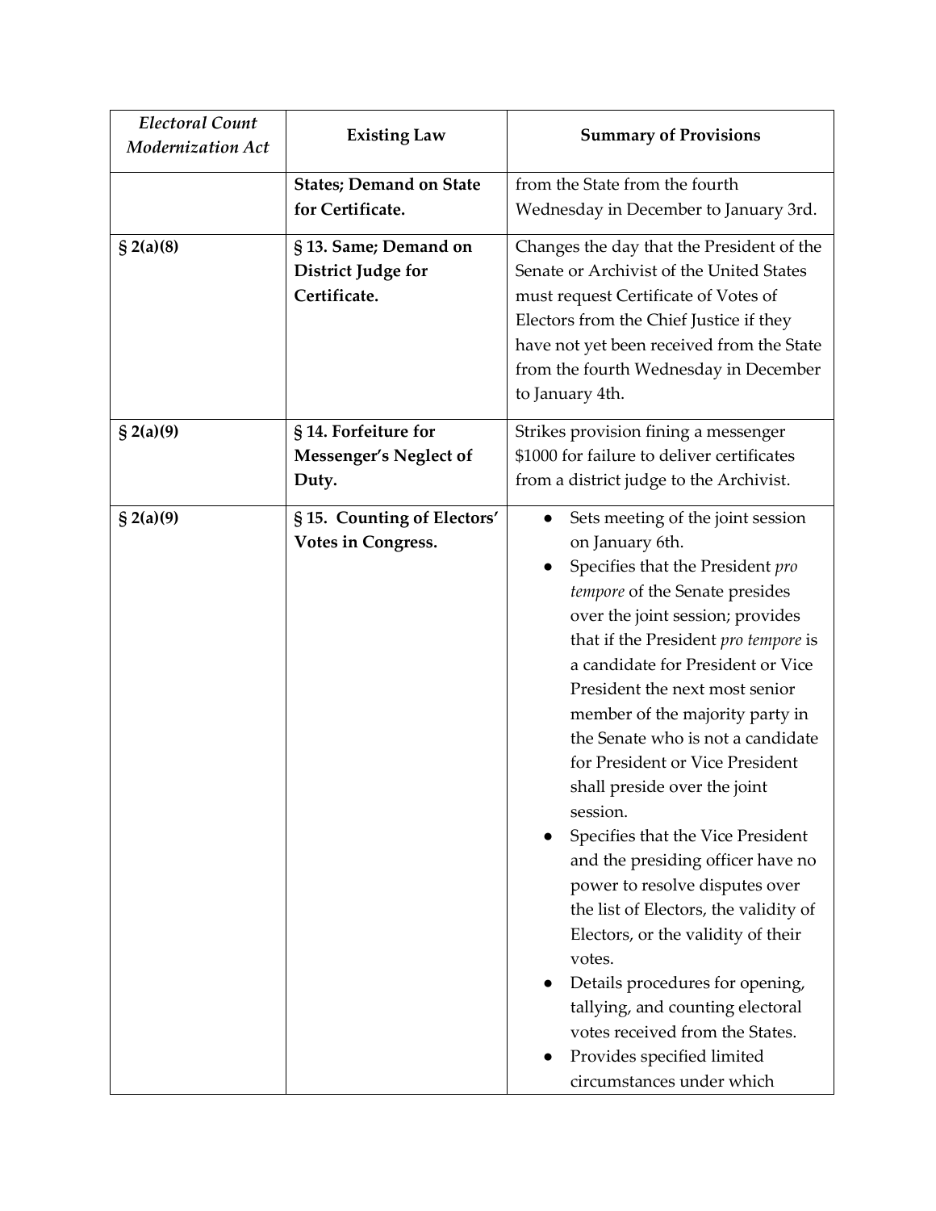| *Electoral Count Modernization Act* | **Existing Law** | **Summary of Provisions** |
|---|---|---|
| | **States; Demand on State for Certificate.** | from the State from the fourth Wednesday in December to January 3rd. |
| **§ 2(a)(8)** | **§ 13. Same; Demand on District Judge for Certificate.** | Changes the day that the President of the Senate or Archivist of the United States must request Certificate of Votes of Electors from the Chief Justice if they have not yet been received from the State from the fourth Wednesday in December to January 4th. |
| **§ 2(a)(9)** | **§ 14. Forfeiture for Messenger's Neglect of Duty.** | Strikes provision fining a messenger $1000 for failure to deliver certificates from a district judge to the Archivist. |
| **§ 2(a)(9)** | **§ 15. Counting of Electors' Votes in Congress.** | • Sets meeting of the joint session on January 6th.<br>• Specifies that the President *pro tempore* of the Senate presides over the joint session; provides that if the President *pro tempore* is a candidate for President or Vice President the next most senior member of the majority party in the Senate who is not a candidate for President or Vice President shall preside over the joint session.<br>• Specifies that the Vice President and the presiding officer have no power to resolve disputes over the list of Electors, the validity of Electors, or the validity of their votes.<br>• Details procedures for opening, tallying, and counting electoral votes received from the States.<br>• Provides specified limited circumstances under which |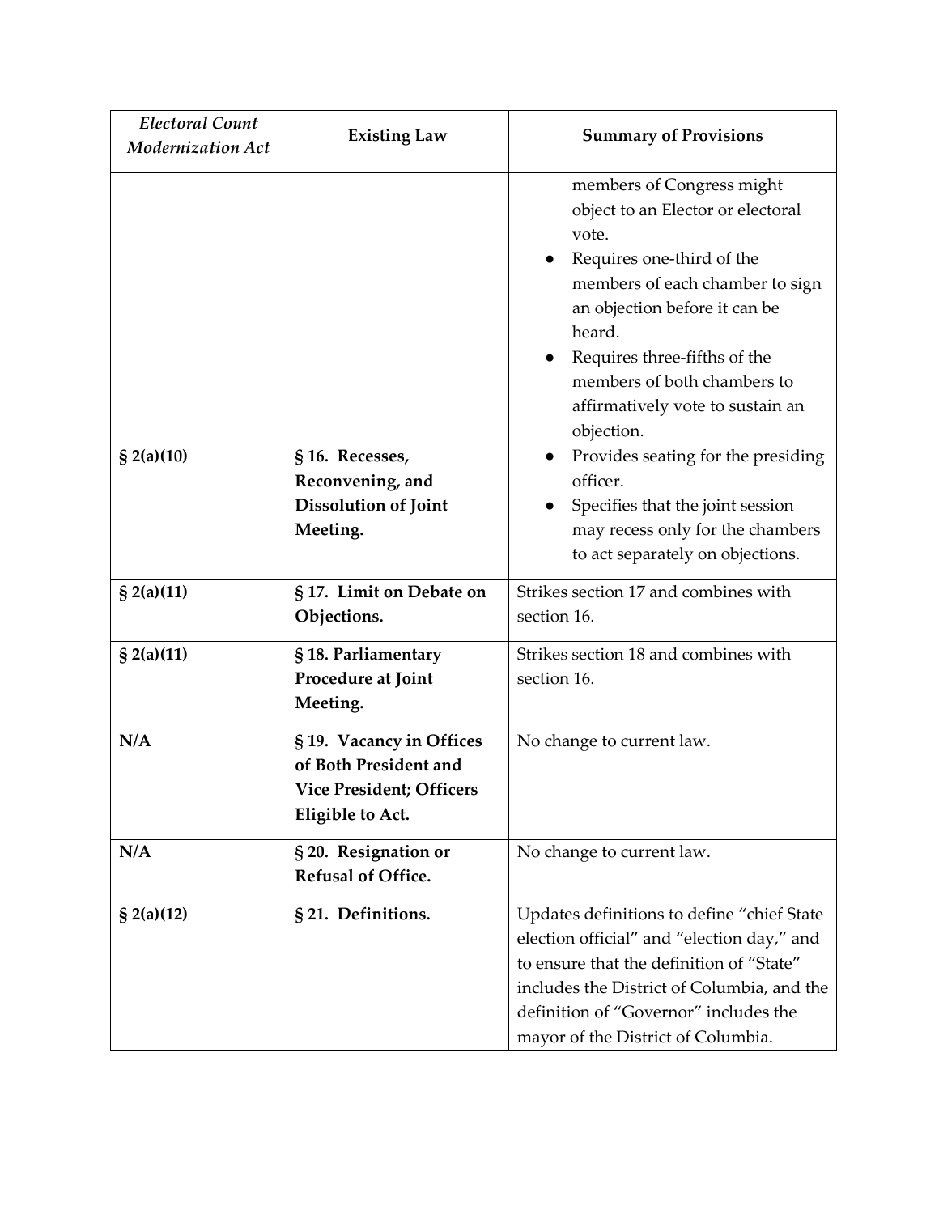| *Electoral Count Modernization Act* | **Existing Law** | **Summary of Provisions** |
|---|---|---|
| | | members of Congress might object to an Elector or electoral vote.<br>• Requires one-third of the members of each chamber to sign an objection before it can be heard.<br>• Requires three-fifths of the members of both chambers to affirmatively vote to sustain an objection. |
| **§ 2(a)(10)** | **§ 16. Recesses, Reconvening, and Dissolution of Joint Meeting.** | • Provides seating for the presiding officer.<br>• Specifies that the joint session may recess only for the chambers to act separately on objections. |
| **§ 2(a)(11)** | **§ 17. Limit on Debate on Objections.** | Strikes section 17 and combines with section 16. |
| **§ 2(a)(11)** | **§ 18. Parliamentary Procedure at Joint Meeting.** | Strikes section 18 and combines with section 16. |
| **N/A** | **§ 19. Vacancy in Offices of Both President and Vice President; Officers Eligible to Act.** | No change to current law. |
| **N/A** | **§ 20. Resignation or Refusal of Office.** | No change to current law. |
| **§ 2(a)(12)** | **§ 21. Definitions.** | Updates definitions to define "chief State election official" and "election day," and to ensure that the definition of "State" includes the District of Columbia, and the definition of "Governor" includes the mayor of the District of Columbia. |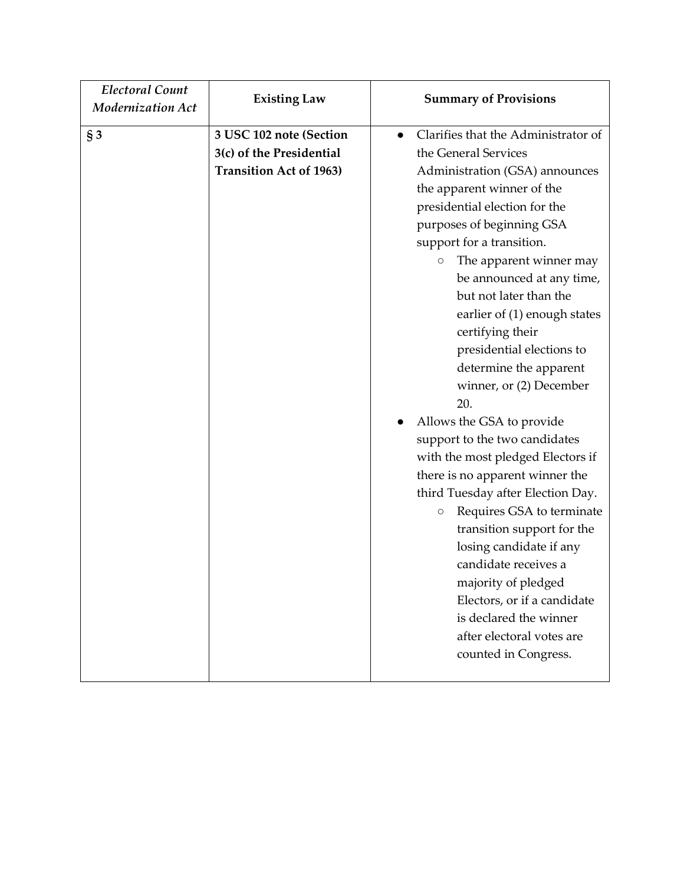| *Electoral Count Modernization Act* | **Existing Law** | **Summary of Provisions** |
|---|---|---|
| **§ 3** | **3 USC 102 note (Section 3(c) of the Presidential Transition Act of 1963)** | • Clarifies that the Administrator of the General Services Administration (GSA) announces the apparent winner of the presidential election for the purposes of beginning GSA support for a transition.<br>  ○ The apparent winner may be announced at any time, but not later than the earlier of (1) enough states certifying their presidential elections to determine the apparent winner, or (2) December 20.<br>• Allows the GSA to provide support to the two candidates with the most pledged Electors if there is no apparent winner the third Tuesday after Election Day.<br>  ○ Requires GSA to terminate transition support for the losing candidate if any candidate receives a majority of pledged Electors, or if a candidate is declared the winner after electoral votes are counted in Congress. |